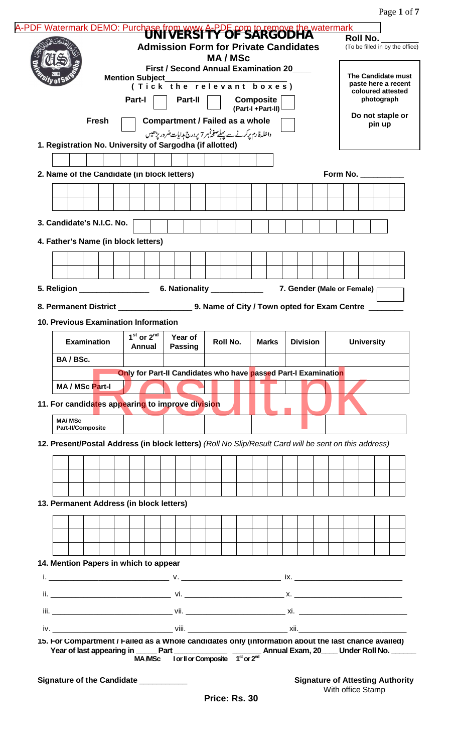A-PDF Watermark DEMO: Purchase from www.A-PDF.com to remove the watermark

# UNIVERSITY OF SARGODHA

## Admission Form for Private Candidates

### MA / MSc

**First / Second Annual Examination 20____**

**Roll No.** ________
(To be filled in by the office)

**Mention Subject**___________________________

**(Tick the relevant boxes)**

**Part-I** ☐ **Part-II** ☐ **Composite (Part-I +Part-II)** ☐

**Fresh** ☐ **Compartment / Failed as a whole** ☐

**The Candidate must paste here a recent coloured attested photograph**

**Do not staple or pin up**

داخلہ فارم پر کرنے سے پہلے صفحہ نمبر 7 پر درج ہدایات ضرور پڑھیں

**1. Registration No. University of Sargodha (if allotted)**

**2. Name of the Candidate (in block letters)**

**Form No.** __________

**3. Candidate's N.I.C. No.**

**4. Father's Name (in block letters)**

**5. Religion** _______________ **6. Nationality** ___________ **7. Gender (Male or Female)** ☐

**8. Permanent District** ________________ **9. Name of City / Town opted for Exam Centre** ________

**10. Previous Examination Information**

| Examination | 1st or 2nd Annual | Year of Passing | Roll No. | Marks | Division | University |
|---|---|---|---|---|---|---|
| BA / BSc. | | | | | | |
| Only for Part-II Candidates who have passed Part-I Examination | | | | | | |
| MA / MSc Part-I | | | | | | |

**11. For candidates appearing to improve division**

| | | | | | | |
|---|---|---|---|---|---|---|
| MA/ MSc Part-II/Composite | | | | | | |

**12. Present/Postal Address (in block letters)** *(Roll No Slip/Result Card will be sent on this address)*

**13. Permanent Address (in block letters)**

**14. Mention Papers in which to appear**

i. ____________________ v. ____________________ ix. ____________________

ii. ____________________ vi. ____________________ x. ____________________

iii. ____________________ vii. ____________________ xi. ____________________

iv. ____________________ viii. ____________________ xii. ____________________

**15. For Compartment / Failed as a whole candidates only (information about the last chance availed)**

**Year of last appearing in _____ Part ___________ _______ Annual Exam, 20____ Under Roll No. ______**
(MA/MSc) (I or II or Composite) (1st or 2nd)

**Signature of the Candidate** __________

**Signature of Attesting Authority**
With office Stamp

**Price: Rs. 30**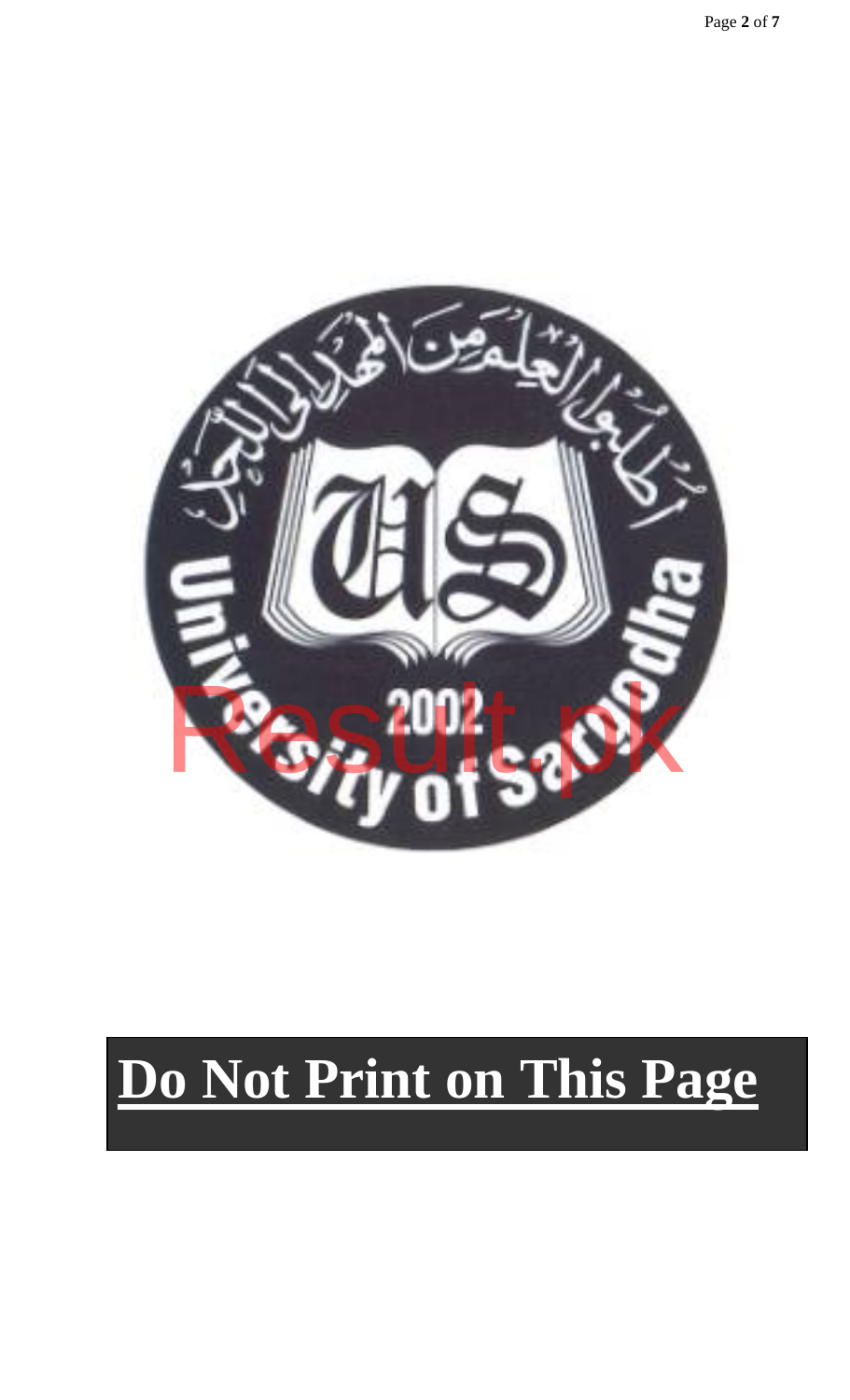**Do Not Print on This Page**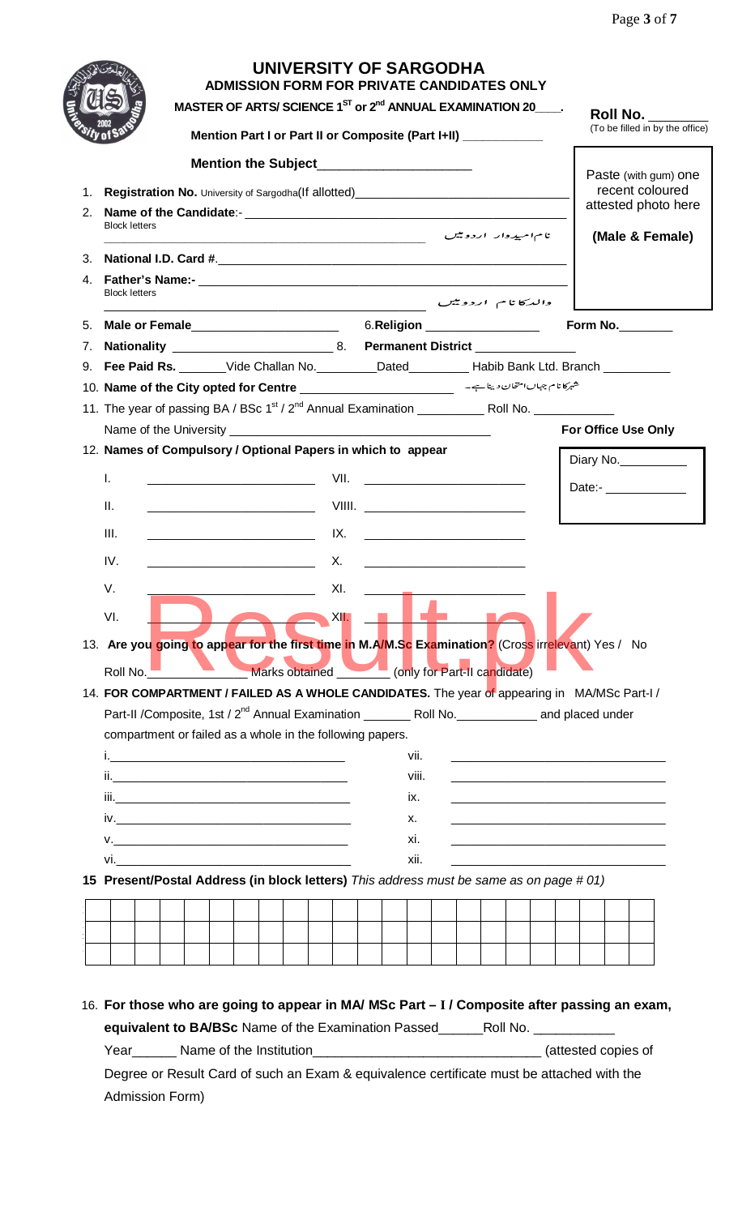# UNIVERSITY OF SARGODHA

## ADMISSION FORM FOR PRIVATE CANDIDATES ONLY

**MASTER OF ARTS/ SCIENCE 1st or 2nd ANNUAL EXAMINATION 20____.**

**Roll No.** _______
(To be filled in by the office)

**Mention Part I or Part II or Composite (Part I+II)** ___________

**Mention the Subject**____________________

Paste (with gum) one recent coloured attested photo here

**(Male & Female)**

1. **Registration No.** University of Sargodha(If allotted)____________________________
2. **Name of the Candidate**:- ____________________________________________
   Block letters
   ____________________________________________ نام امیدوار اردو میں
3. **National I.D. Card #**.____________________________________________
4. **Father's Name:-** ____________________________________________
   Block letters
   ____________________________________________ والد کا نام اردو میں
5. **Male or Female**____________________ 6.**Religion** ________________ **Form No.**________
7. **Nationality** ________________________ 8. **Permanent District** ______________
9. **Fee Paid Rs.** _______Vide Challan No._________Dated_________ Habib Bank Ltd. Branch _________
10. **Name of the City opted for Centre** ______________________ شہر کا نام جہاں امتحان دینا ہے۔
11. The year of passing BA / BSc 1st / 2nd Annual Examination __________ Roll No. ____________
    Name of the University ____________________________________

**For Office Use Only**

Diary No.__________

Date:- ____________

12. **Names of Compulsory / Optional Papers in which to appear**

| | | | |
|---|---|---|---|
| I. | ________________ | VII. | ________________ |
| II. | ________________ | VIII. | ________________ |
| III. | ________________ | IX. | ________________ |
| IV. | ________________ | X. | ________________ |
| V. | ________________ | XI. | ________________ |
| VI. | ________________ | XII. | ________________ |

13. **Are you going to appear for the first time in M.A/M.Sc Examination?** (Cross irrelevant) Yes / No
    Roll No.____________ Marks obtained _______ (only for Part-II candidate)
14. **FOR COMPARTMENT / FAILED AS A WHOLE CANDIDATES.** The year of appearing in MA/MSc Part-I / Part-II /Composite, 1st / 2nd Annual Examination _______ Roll No.___________ and placed under compartment or failed as a whole in the following papers.

| | | | |
|---|---|---|---|
| i. | ________________ | vii. | ________________ |
| ii. | ________________ | viii. | ________________ |
| iii. | ________________ | ix. | ________________ |
| iv. | ________________ | x. | ________________ |
| v. | ________________ | xi. | ________________ |
| vi. | ________________ | xii. | ________________ |

15. **Present/Postal Address (in block letters)** *This address must be same as on page # 01)*

| | | | | | | | | | | | | | | | | | | | | | | | | | |
|---|---|---|---|---|---|---|---|---|---|---|---|---|---|---|---|---|---|---|---|---|---|---|---|---|---|
| | | | | | | | | | | | | | | | | | | | | | | | | | |
| | | | | | | | | | | | | | | | | | | | | | | | | | |
| | | | | | | | | | | | | | | | | | | | | | | | | | |

16. **For those who are going to appear in MA/ MSc Part – I / Composite after passing an exam, equivalent to BA/BSc** Name of the Examination Passed______Roll No. ___________
    Year______ Name of the Institution______________________________ (attested copies of Degree or Result Card of such an Exam & equivalence certificate must be attached with the Admission Form)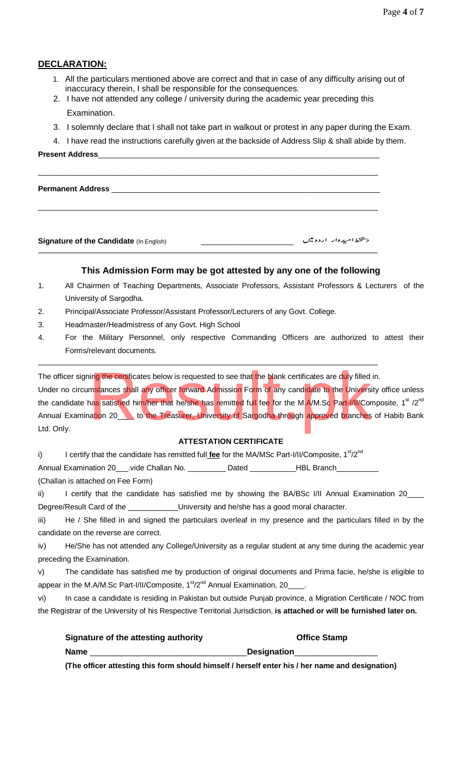## DECLARATION:

1. All the particulars mentioned above are correct and that in case of any difficulty arising out of inaccuracy therein, I shall be responsible for the consequences.
2. I have not attended any college / university during the academic year preceding this Examination.
3. I solemnly declare that I shall not take part in walkout or protest in any paper during the Exam.
4. I have read the instructions carefully given at the backside of Address Slip & shall abide by them.

**Present Address**\_\_\_\_\_\_\_\_\_\_\_\_\_\_\_\_\_\_\_\_\_\_\_\_\_\_\_\_\_\_\_\_\_\_\_\_\_\_\_\_\_\_\_\_\_\_\_\_\_\_\_\_\_\_\_\_

\_\_\_\_\_\_\_\_\_\_\_\_\_\_\_\_\_\_\_\_\_\_\_\_\_\_\_\_\_\_\_\_\_\_\_\_\_\_\_\_\_\_\_\_\_\_\_\_\_\_\_\_\_\_\_\_\_\_\_\_\_\_\_\_\_\_\_

**Permanent Address** \_\_\_\_\_\_\_\_\_\_\_\_\_\_\_\_\_\_\_\_\_\_\_\_\_\_\_\_\_\_\_\_\_\_\_\_\_\_\_\_\_\_\_\_\_\_\_\_\_\_\_\_

\_\_\_\_\_\_\_\_\_\_\_\_\_\_\_\_\_\_\_\_\_\_\_\_\_\_\_\_\_\_\_\_\_\_\_\_\_\_\_\_\_\_\_\_\_\_\_\_\_\_\_\_\_\_\_\_\_\_\_\_\_\_\_\_\_\_\_

**Signature of the Candidate** (In English) \_\_\_\_\_\_\_\_\_\_\_\_\_\_\_\_\_\_\_\_ دستخط امیدوار اردو میں

### This Admission Form may be got attested by any one of the following

1. All Chairmen of Teaching Departments, Associate Professors, Assistant Professors & Lecturers of the University of Sargodha.
2. Principal/Associate Professor/Assistant Professor/Lecturers of any Govt. College.
3. Headmaster/Headmistress of any Govt. High School
4. For the Military Personnel, only respective Commanding Officers are authorized to attest their Forms/relevant documents.

The officer signing the certificates below is requested to see that the blank certificates are duly filled in. Under no circumstances shall any officer forward Admission Form of any candidate to the University office unless the candidate has satisfied him/her that he/she has remitted full fee for the M.A/M.Sc Part-I/II/Composite, 1st /2nd Annual Examination 20\_\_\_\_ to the Treasurer, University of Sargodha through approved branches of Habib Bank Ltd. Only.

#### ATTESTATION CERTIFICATE

i) I certify that the candidate has remitted full **fee** for the MA/MSc Part-I/II/Composite, 1st/2nd Annual Examination 20\_\_\_.vide Challan No. \_\_\_\_\_\_\_\_\_ Dated \_\_\_\_\_\_\_\_\_\_\_HBL Branch\_\_\_\_\_\_\_\_\_\_ (Challan is attached on Fee Form)

ii) I certify that the candidate has satisfied me by showing the BA/BSc I/II Annual Examination 20\_\_\_\_ Degree/Result Card of the \_\_\_\_\_\_\_\_\_\_\_\_University and he/she has a good moral character.

iii) He / She filled in and signed the particulars overleaf in my presence and the particulars filled in by the candidate on the reverse are correct.

iv) He/She has not attended any College/University as a regular student at any time during the academic year preceding the Examination.

v) The candidate has satisfied me by production of original documents and Prima facie, he/she is eligible to appear in the M.A/M.Sc Part-I/II/Composite, 1st/2nd Annual Examination, 20\_\_\_\_.

vi) In case a candidate is residing in Pakistan but outside Punjab province, a Migration Certificate / NOC from the Registrar of the University of his Respective Territorial Jurisdiction, **is attached or will be furnished later on.**

**Signature of the attesting authority** **Office Stamp**

**Name** \_\_\_\_\_\_\_\_\_\_\_\_\_\_\_\_\_\_\_\_\_\_\_\_\_\_\_\_\_\_\_\_\_\_**Designation**\_\_\_\_\_\_\_\_\_\_\_\_\_\_\_\_\_\_

**(The officer attesting this form should himself / herself enter his / her name and designation)**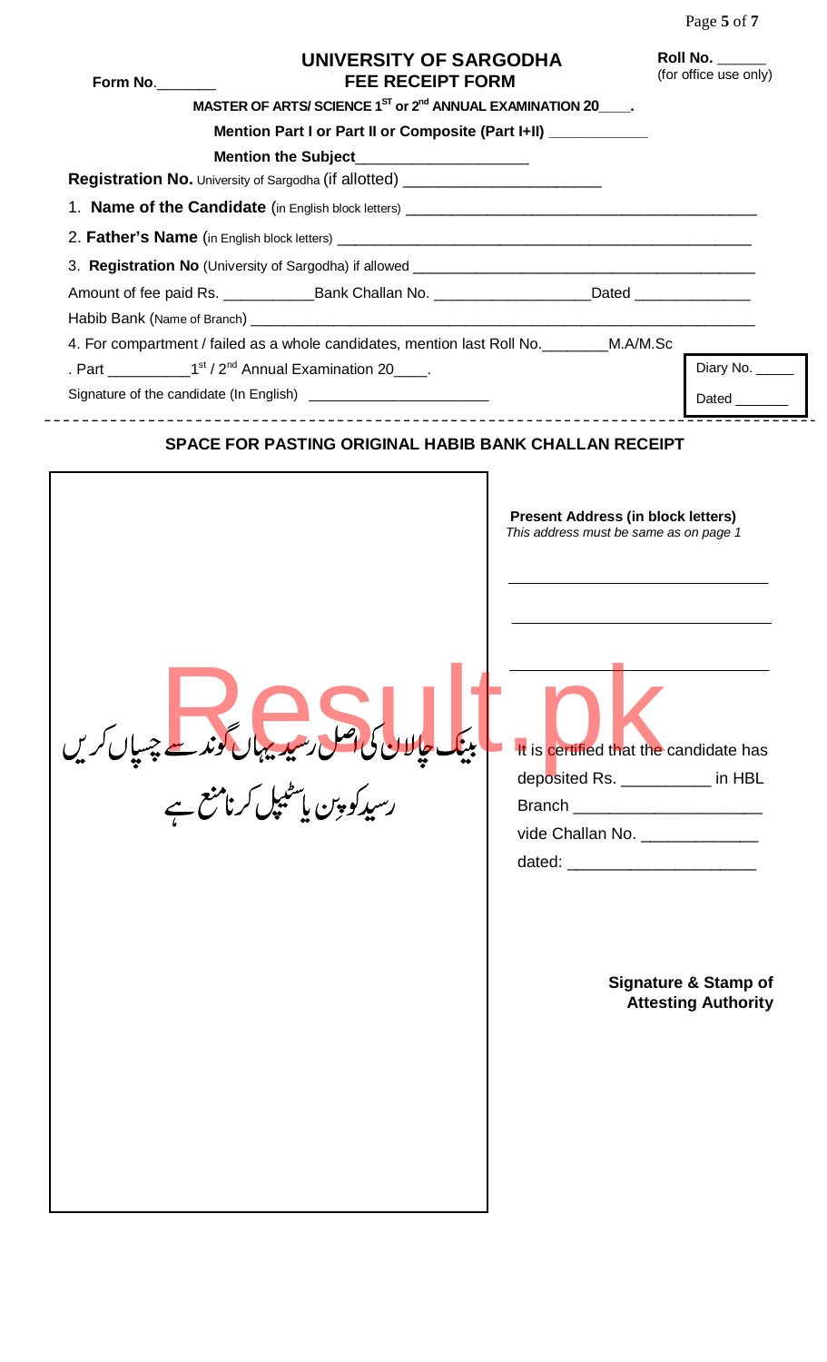Form No.\_\_\_\_\_\_\_

# UNIVERSITY OF SARGODHA

## FEE RECEIPT FORM

Roll No. \_\_\_\_\_\_
(for office use only)

**MASTER OF ARTS/ SCIENCE 1ST or 2nd ANNUAL EXAMINATION 20\_\_\_\_.**

**Mention Part I or Part II or Composite (Part I+II) \_\_\_\_\_\_\_\_\_\_\_\_**

**Mention the Subject\_\_\_\_\_\_\_\_\_\_\_\_\_\_\_\_\_\_\_\_**

**Registration No.** University of Sargodha (if allotted) \_\_\_\_\_\_\_\_\_\_\_\_\_\_\_\_\_\_\_\_\_\_\_

1. **Name of the Candidate** (in English block letters) \_\_\_\_\_\_\_\_\_\_\_\_\_\_\_\_\_\_\_\_\_\_\_\_\_\_\_\_\_\_\_\_\_\_\_\_\_\_\_\_\_

2. **Father's Name** (in English block letters) \_\_\_\_\_\_\_\_\_\_\_\_\_\_\_\_\_\_\_\_\_\_\_\_\_\_\_\_\_\_\_\_\_\_\_\_\_\_\_\_\_\_\_\_\_\_\_\_\_\_

3. **Registration No** (University of Sargodha) if allowed \_\_\_\_\_\_\_\_\_\_\_\_\_\_\_\_\_\_\_\_\_\_\_\_\_\_\_\_\_\_\_\_\_\_\_\_\_\_\_\_\_\_

Amount of fee paid Rs. \_\_\_\_\_\_\_\_\_\_\_Bank Challan No. \_\_\_\_\_\_\_\_\_\_\_\_\_\_\_\_\_\_\_Dated \_\_\_\_\_\_\_\_\_\_\_\_\_\_

Habib Bank (Name of Branch) \_\_\_\_\_\_\_\_\_\_\_\_\_\_\_\_\_\_\_\_\_\_\_\_\_\_\_\_\_\_\_\_\_\_\_\_\_\_\_\_\_\_\_\_\_\_\_\_\_\_\_\_\_\_\_\_\_\_\_\_\_\_

4. For compartment / failed as a whole candidates, mention last Roll No.\_\_\_\_\_\_\_\_M.A/M.Sc

. Part \_\_\_\_\_\_\_\_\_\_1st / 2nd Annual Examination 20\_\_\_\_.

Signature of the candidate (In English) \_\_\_\_\_\_\_\_\_\_\_\_\_\_\_\_\_\_\_\_\_\_\_

Diary No. \_\_\_\_\_

Dated \_\_\_\_\_\_\_

---

**SPACE FOR PASTING ORIGINAL HABIB BANK CHALLAN RECEIPT**

بینک چالان کی اصل رسید یہاں گوند سے چسپاں کریں
رسید کو پِن یا سٹیپل کرنا منع ہے

**Present Address (in block letters)**
*This address must be same as on page 1*

\_\_\_\_\_\_\_\_\_\_\_\_\_\_\_\_\_\_\_\_\_\_\_\_\_\_\_\_\_\_\_\_

\_\_\_\_\_\_\_\_\_\_\_\_\_\_\_\_\_\_\_\_\_\_\_\_\_\_\_\_\_\_\_\_

\_\_\_\_\_\_\_\_\_\_\_\_\_\_\_\_\_\_\_\_\_\_\_\_\_\_\_\_\_\_\_\_

It is certified that the candidate has deposited Rs. \_\_\_\_\_\_\_\_\_\_ in HBL Branch \_\_\_\_\_\_\_\_\_\_\_\_\_\_\_\_\_\_\_\_\_ vide Challan No. \_\_\_\_\_\_\_\_\_\_\_\_\_ dated: \_\_\_\_\_\_\_\_\_\_\_\_\_\_\_\_\_\_\_\_\_

**Signature & Stamp of Attesting Authority**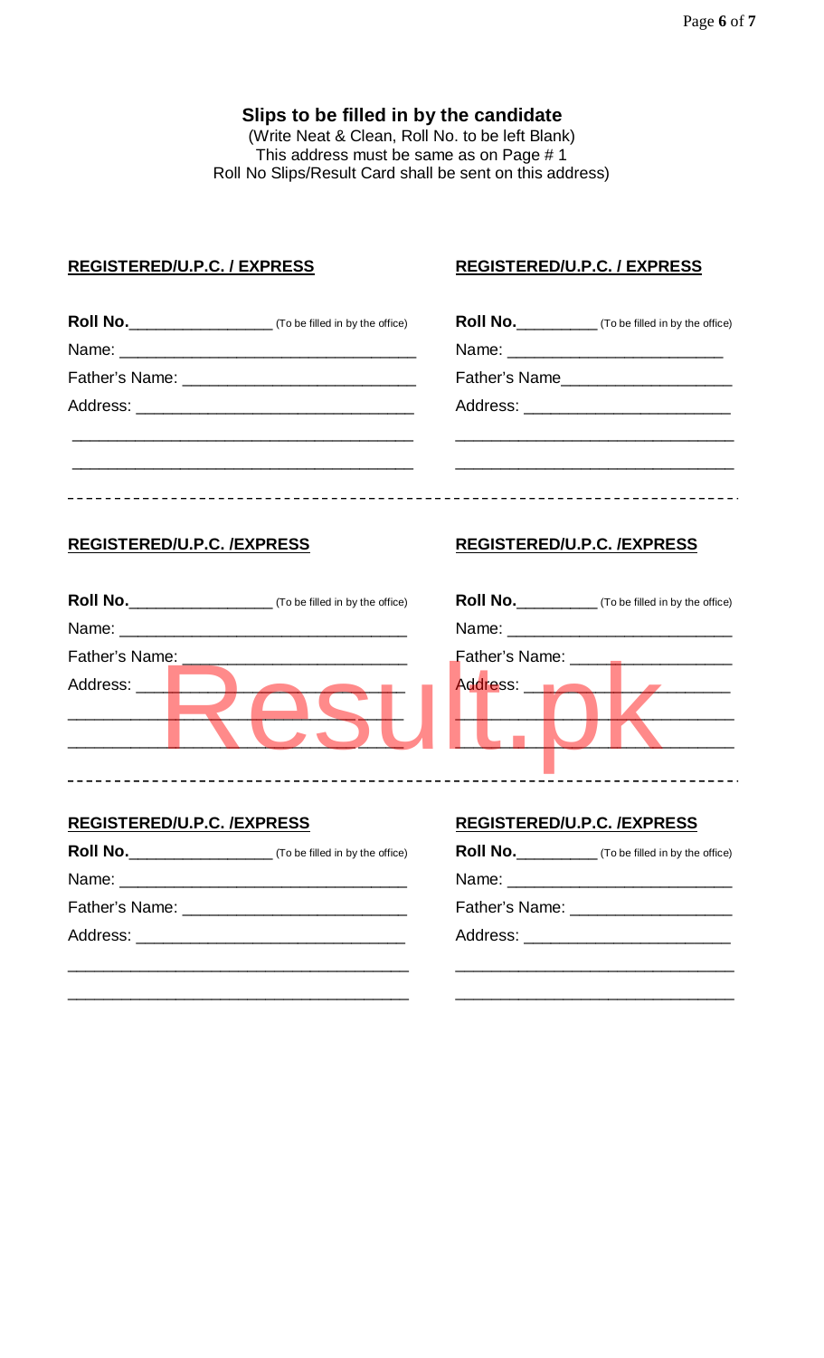## Slips to be filled in by the candidate

(Write Neat & Clean, Roll No. to be left Blank)
This address must be same as on Page # 1
Roll No Slips/Result Card shall be sent on this address)

**REGISTERED/U.P.C. / EXPRESS**

**Roll No.**_________________ (To be filled in by the office)

Name: _________________________________

Father's Name: __________________________

Address: ______________________________

______________________________________

______________________________________

**REGISTERED/U.P.C. / EXPRESS**

**Roll No.**__________ (To be filled in by the office)

Name: _________________________

Father's Name___________________

Address: _______________________

______________________________

______________________________

---

**REGISTERED/U.P.C. /EXPRESS**

**Roll No.**_________________ (To be filled in by the office)

Name: _______________________________

Father's Name: ________________________

Address: _____________________________

_____________________________________

_____________________________________

**REGISTERED/U.P.C. /EXPRESS**

**Roll No.**__________ (To be filled in by the office)

Name: _________________________

Father's Name: __________________

Address: _______________________

______________________________

______________________________

---

**REGISTERED/U.P.C. /EXPRESS**

**Roll No.**_________________ (To be filled in by the office)

Name: _______________________________

Father's Name: ________________________

Address: _____________________________

_____________________________________

_____________________________________

**REGISTERED/U.P.C. /EXPRESS**

**Roll No.**__________ (To be filled in by the office)

Name: _________________________

Father's Name: __________________

Address: _______________________

______________________________

______________________________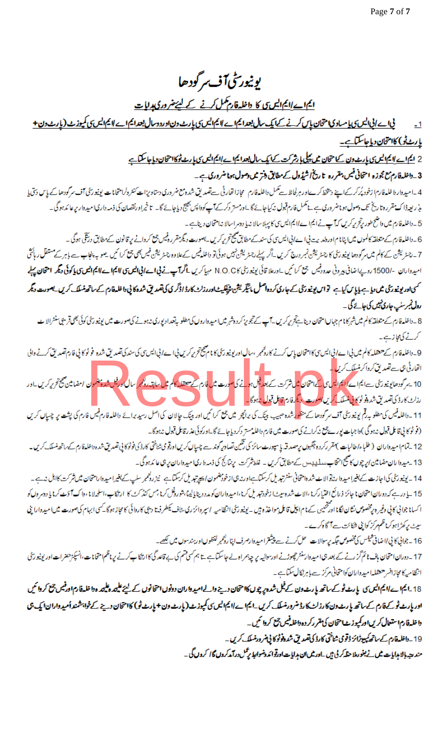# یونیورسٹی آف سرگودھا

## ایم اے/ایم ایس سی کا داخلہ فارم مکمل کرنے کے لیے ضروری ہدایات

**1۔ بی اے/بی ایس سی یا مساوی امتحان پاس کرنے کے ایک سال بعد ایم اے/ایم ایس سی پارٹ ون اور دو سال بعد ایم اے/ایم ایس سی کمپوزٹ (پارٹ ون+ پارٹ ٹو) کا امتحان دیا جاسکتا ہے۔**

**2 ایم اے/ایم ایس سی پارٹ ون کے امتحان میں پہلی بار شرکت کے ایک سال بعد ایم اے/ایم ایس سی پارٹ ٹو کا امتحان دیا جاسکتا ہے**

**3۔داخلہ فارم مع مجوزہ امتحانی فیس مقررہ تاریخ شیڈول کے مطابق دفتر میں وصول ہونا ضروری ہے۔**

4۔امیدوار داخلہ فارم خود پُر کرکے اپنے دستخط کرے اور ہر لحاظ سے مکمل داخلہ فارم مجاز اتھارٹی سے تصدیق شدہ مع ضروری دستاویزات کنٹرولر امتحانات یونیورسٹی آف سرگودھا کے پاس دستی یا بذریعہ ڈاک مقررہ تاریخ تک وصول ہونا ضروری ہے۔نامکمل فارم قبول نہ کیا جائے گا۔اور مسترد کرکے آپ کو واپس بھیج دیا جائے گا۔ تاخیر اور نقصان کی ذمہ داری امیدوار پر عائد ہوگی۔

5۔داخلہ فارم میں واضح طور پر تحریر کریں کہ آپ نے ایم اے/ایم ایس سی کا پہلا سالانہ یا دوسرا سالانہ امتحان دینا ہے۔

6۔داخلہ فارم کے متعلقہ کالموں میں اپنا نام اور ولدیت بی اے/بی ایس سی کی سند کے مطابق صحیح تحریر کریں۔بصورت دیگر مقررہ فیس جمع کروانے پر قانون کے مطابق درستگی ہوگی۔

7۔رجسٹریشن کے کالم میں سرگودھا یونیورسٹی کا رجسٹریشن نمبر درج کریں۔اگر پہلے رجسٹریشن نہیں ہوئی تو داخلہ فیس کے علاوہ رجسٹریشن فیس بھی جمع کرائیں۔صوبہ پنجاب سے باہر کے مستقل رہائشی امیدواران -/1500 روپے اضافی بیرونی حدود فیس جمع کرائیں۔اور علاقائی یونیورسٹی کا N.O.C مہیا کریں۔**اگر آپ نے بی اے/بی ایس سی یا ایم اے/ایم ایس سی کا کوئی دیگر امتحان پہلے کسی اور یونیورسٹی میں دیا ہے یا پاس کیا ہے تو اس یونیورسٹی کے جاری کردہ اصل مائیگریشن سرٹیفکیٹ اور رزلٹ کارڈ/ڈگری کی تصدیق شدہ کاپی داخلہ فارم کے ساتھ منسلک کریں۔بصورت دیگر رول نمبر سلپ جاری نہیں کی جائے گی۔**

8۔داخلہ فارم کے متعلقہ کالم میں شہر کا نام جہاں امتحان دینا ہے تحریر کریں۔آپ کے تجویز کردہ شہر میں امیدواروں کی مطلوبہ تعداد پوری نہ ہونے کی صورت میں یونیورسٹی کوئی بھی قریبی سنٹر الاٹ کرنے کی مجاز ہے۔

9۔داخلہ فارم کے متعلقہ کالم میں بی اے/بی ایس سی کا امتحان پاس کرنے کا رولنمبر،سال اور یونیورسٹی کا نام صحیح تحریر کریں بی اے/بی ایس سی کی سند کی تصدیق شدہ فوٹو کاپی فارم تصدیق کرنے والی اتھارٹی ہی سے تصدیق کروا کر منسلک کریں۔

10۔سرگودھا یونیورسٹی سے ایم اے/ایم ایس سی کے امتحان میں شرکت کے بعد فیل ہونے کی صورت میں فارم کے متعلقہ کالم میں سابقہ رولنمبر سال اور فیل شدہ مضمون/مضامین صحیح تحریر کریں۔اور رزلٹ کارڈ کی تصدیق شدہ فوٹو کاپی منسلک کریں بصورت دیگر فارم قابل قبول نہ ہوگا۔

11۔داخلہ فیس کی مطلوبہ رقم یونیورسٹی آف سرگودھا کے منظور شدہ حبیب بینک کی برانچ میں جمع کرائیں اور بینک چالان کی اصل رسید برائے داخلہ فارم فیس فارم کی پشت پر چسپاں کریں (فوٹو کاپی قابل قبول نہ ہوگی) واجبات پورے جمع نہ کرانے کی صورت میں فارم داخلہ مسترد کردیا جائے گا۔اور کوئی عذر قابل قبول نہ ہوگا۔

12۔تمام امیدواران (طلباء/طالبات) مقرر کردہ جگہوں پر مصدقہ پاسپورٹ سائز کی رنگین تصاویر گوند سے چسپاں کریں اور قومی شناختی کارڈ کی فوٹو کاپی تصدیق شدہ داخلہ فارم کے ساتھ منسلک کریں۔

13۔امیدواران مضامین اور پرچوں کا صحیح انتخاب سلیبس کے مطابق کریں۔غلط شرکت پر نتائج کی ذمہ داری امیدواران پر ہی عائد ہوگی۔

14۔یونیورسٹی کی اجازت کے بغیر امیدوار نہ تو الاٹ شدہ امتحانی سنٹر تبدیل کرسکتا ہے اور نہ ہی از خود مضمون/پیپر تبدیل کرسکتا ہے نیز رولنمبر سلپ کے بغیر امیدوار امتحان میں شرکت کا اہل نہ ہے۔

15۔یاد رہے کہ دوران امتحان ناجائز ذرائع اختیار کرنا،الاٹ شدہ سیٹ از خود تبدیل کرنا،امیدواران کو مدد دینا یا لینا،شور وغل کرنا،مس کنڈکٹ کا ارتکاب،اسٹرائیک،واک آؤٹ کرنا یا دوسروں کو اکسانا جوابی کاپی وغیرہ پر مخصوص نشان لگانا اور ممتحین کے نام اپیل قابل مواخذہ ہیں۔یونیورسٹی انتظامیہ/سپروائزری سٹاف یکطرفہ تادیبی کاروائی کا مجاز ہوگا۔کسی ابہام کی صورت میں امیدوار اپنی سیٹ پر کھڑا ہوکر ناظم مرکز کو اپنی شکایت سے آگاہ کرے۔

16۔جوابی کاپی/اضافی شیٹس کی مخصوص جگہ پر سوالات حل کرنے سے پیشتر امیدوار صرف اپنا رولنمبر لفظوں اور ہندسوں میں لکھے۔

17۔دوران امتحان ہاف ٹائم گزرنے کے بعد ہی امیدوار سنٹر چھوڑنے اور سوالیہ پرچہ ہمراہ لے جاسکتا ہے۔تاہم کسی قسم کی بے قاعدگی کا ارتکاب کرنے پر ناظم امتحانات،انسپکٹر حضرات اور یونیورسٹی انتظامیہ کا مجاز افسر متعلقہ امیدواران کو امتحانی مرکز سے باہر نکال سکتا ہے۔

**18۔ایم اے/ایم ایس سی پارٹ ٹو کے ساتھ پارٹ ون کے فیل شدہ پرچوں کا امتحان دینے والے امیدواران دونوں امتحانوں کے لیے علیحدہ علیحدہ داخلہ فارم اور فیس جمع کروائیں اور پارٹ ٹو کے فارم کے ساتھ پارٹ ون کا رزلٹ کارڈ ضرور منسلک کریں۔ایم اے/ایم ایس سی کمپوزٹ (پارٹ ون+پارٹ ٹو) کا امتحان دینے کے خواہشمند امیدواران ایک ہی داخلہ فارم استعمال کریں اور کمپوزٹ امتحان کی مقرر کردہ داخلہ فیس جمع کروائیں۔**

**19۔داخلہ فارم کے ساتھ کمپیوٹرائزڈ قومی شناختی کارڈ کی تصدیق شدہ فوٹو کاپی ضرور منسلک کریں۔**

**مندرجہ بالا ہدایات میں نے بغور ملاحظہ کرلی ہیں۔اور میں ان ہدایات اور قواعد وضوابط پر عمل درآمد کروں گا/کروں گی۔**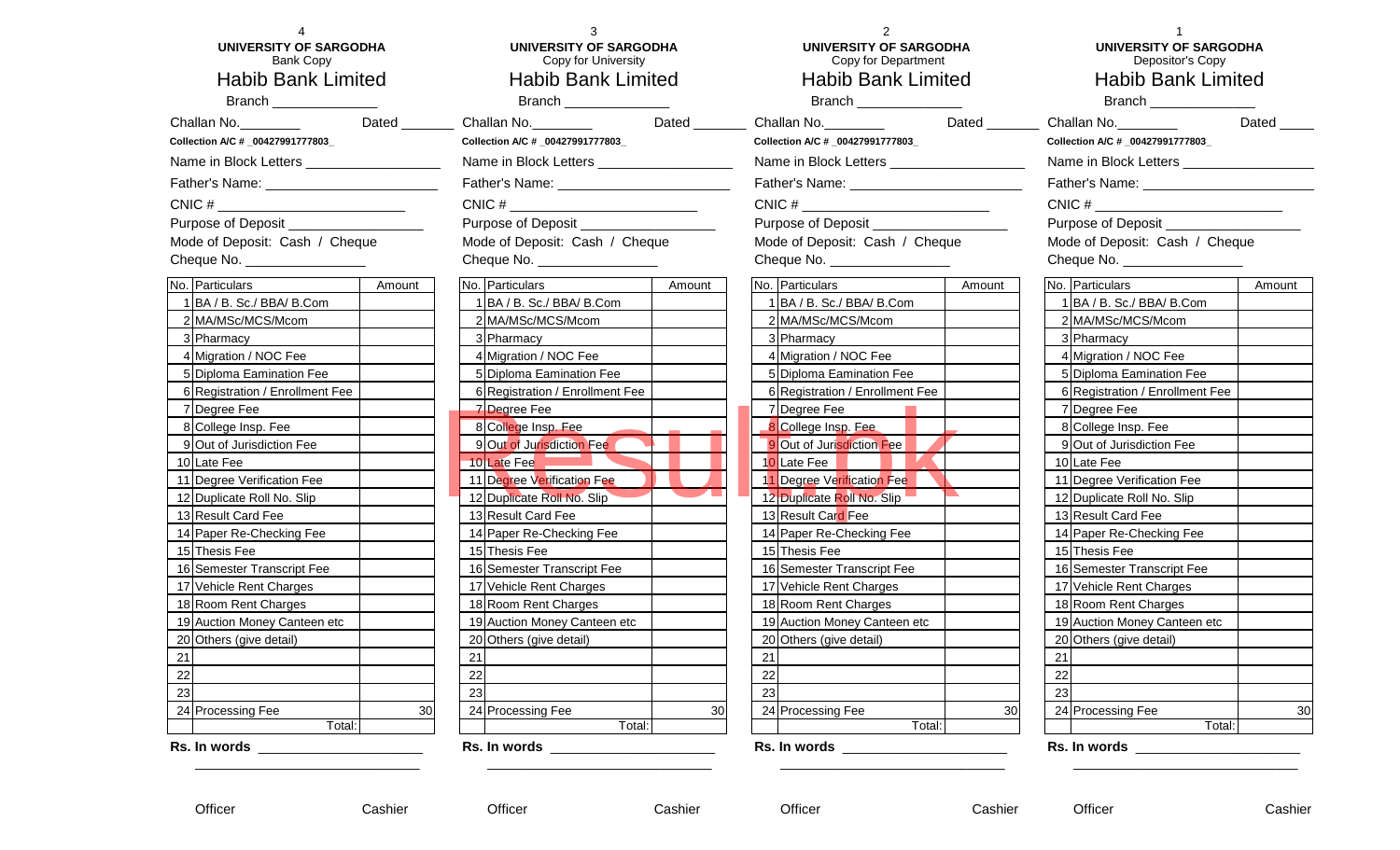4
**UNIVERSITY OF SARGODHA**
Bank Copy
## Habib Bank Limited
Branch _____________

Challan No.________ Dated _______
**Collection A/C # _00427991777803_**
Name in Block Letters _________________
Father's Name: ______________________
CNIC # ________________________
Purpose of Deposit _________________
Mode of Deposit: Cash / Cheque
Cheque No. ________________

| No. | Particulars | Amount |
|---|---|---|
| 1 | BA / B. Sc./ BBA/ B.Com | |
| 2 | MA/MSc/MCS/Mcom | |
| 3 | Pharmacy | |
| 4 | Migration / NOC Fee | |
| 5 | Diploma Eamination Fee | |
| 6 | Registration / Enrollment Fee | |
| 7 | Degree Fee | |
| 8 | College Insp. Fee | |
| 9 | Out of Jurisdiction Fee | |
| 10 | Late Fee | |
| 11 | Degree Verification Fee | |
| 12 | Duplicate Roll No. Slip | |
| 13 | Result Card Fee | |
| 14 | Paper Re-Checking Fee | |
| 15 | Thesis Fee | |
| 16 | Semester Transcript Fee | |
| 17 | Vehicle Rent Charges | |
| 18 | Room Rent Charges | |
| 19 | Auction Money Canteen etc | |
| 20 | Others (give detail) | |
| 21 | | |
| 22 | | |
| 23 | | |
| 24 | Processing Fee | 30 |
| | Total: | |

**Rs. In words** _____________________
____________________________

Officer Cashier

3
**UNIVERSITY OF SARGODHA**
Copy for University
## Habib Bank Limited
Branch _____________

Challan No.________ Dated _______
**Collection A/C # _00427991777803_**
Name in Block Letters _________________
Father's Name: ______________________
CNIC # ________________________
Purpose of Deposit _________________
Mode of Deposit: Cash / Cheque
Cheque No. ________________

| No. | Particulars | Amount |
|---|---|---|
| 1 | BA / B. Sc./ BBA/ B.Com | |
| 2 | MA/MSc/MCS/Mcom | |
| 3 | Pharmacy | |
| 4 | Migration / NOC Fee | |
| 5 | Diploma Eamination Fee | |
| 6 | Registration / Enrollment Fee | |
| 7 | Degree Fee | |
| 8 | College Insp. Fee | |
| 9 | Out of Jurisdiction Fee | |
| 10 | Late Fee | |
| 11 | Degree Verification Fee | |
| 12 | Duplicate Roll No. Slip | |
| 13 | Result Card Fee | |
| 14 | Paper Re-Checking Fee | |
| 15 | Thesis Fee | |
| 16 | Semester Transcript Fee | |
| 17 | Vehicle Rent Charges | |
| 18 | Room Rent Charges | |
| 19 | Auction Money Canteen etc | |
| 20 | Others (give detail) | |
| 21 | | |
| 22 | | |
| 23 | | |
| 24 | Processing Fee | 30 |
| | Total: | |

**Rs. In words** _____________________
____________________________

Officer Cashier

2
**UNIVERSITY OF SARGODHA**
Copy for Department
## Habib Bank Limited
Branch _____________

Challan No.________ Dated _______
**Collection A/C # _00427991777803_**
Name in Block Letters _________________
Father's Name: ______________________
CNIC # ________________________
Purpose of Deposit _________________
Mode of Deposit: Cash / Cheque
Cheque No. ________________

| No. | Particulars | Amount |
|---|---|---|
| 1 | BA / B. Sc./ BBA/ B.Com | |
| 2 | MA/MSc/MCS/Mcom | |
| 3 | Pharmacy | |
| 4 | Migration / NOC Fee | |
| 5 | Diploma Eamination Fee | |
| 6 | Registration / Enrollment Fee | |
| 7 | Degree Fee | |
| 8 | College Insp. Fee | |
| 9 | Out of Jurisdiction Fee | |
| 10 | Late Fee | |
| 11 | Degree Verification Fee | |
| 12 | Duplicate Roll No. Slip | |
| 13 | Result Card Fee | |
| 14 | Paper Re-Checking Fee | |
| 15 | Thesis Fee | |
| 16 | Semester Transcript Fee | |
| 17 | Vehicle Rent Charges | |
| 18 | Room Rent Charges | |
| 19 | Auction Money Canteen etc | |
| 20 | Others (give detail) | |
| 21 | | |
| 22 | | |
| 23 | | |
| 24 | Processing Fee | 30 |
| | Total: | |

**Rs. In words** _____________________
____________________________

Officer Cashier

1
**UNIVERSITY OF SARGODHA**
Depositor's Copy
## Habib Bank Limited
Branch _____________

Challan No.________ Dated _____
**Collection A/C # _00427991777803_**
Name in Block Letters _________________
Father's Name: ______________________
CNIC # ________________________
Purpose of Deposit _________________
Mode of Deposit: Cash / Cheque
Cheque No. ________________

| No. | Particulars | Amount |
|---|---|---|
| 1 | BA / B. Sc./ BBA/ B.Com | |
| 2 | MA/MSc/MCS/Mcom | |
| 3 | Pharmacy | |
| 4 | Migration / NOC Fee | |
| 5 | Diploma Eamination Fee | |
| 6 | Registration / Enrollment Fee | |
| 7 | Degree Fee | |
| 8 | College Insp. Fee | |
| 9 | Out of Jurisdiction Fee | |
| 10 | Late Fee | |
| 11 | Degree Verification Fee | |
| 12 | Duplicate Roll No. Slip | |
| 13 | Result Card Fee | |
| 14 | Paper Re-Checking Fee | |
| 15 | Thesis Fee | |
| 16 | Semester Transcript Fee | |
| 17 | Vehicle Rent Charges | |
| 18 | Room Rent Charges | |
| 19 | Auction Money Canteen etc | |
| 20 | Others (give detail) | |
| 21 | | |
| 22 | | |
| 23 | | |
| 24 | Processing Fee | 30 |
| | Total: | |

**Rs. In words** _____________________
____________________________

Officer Cashier